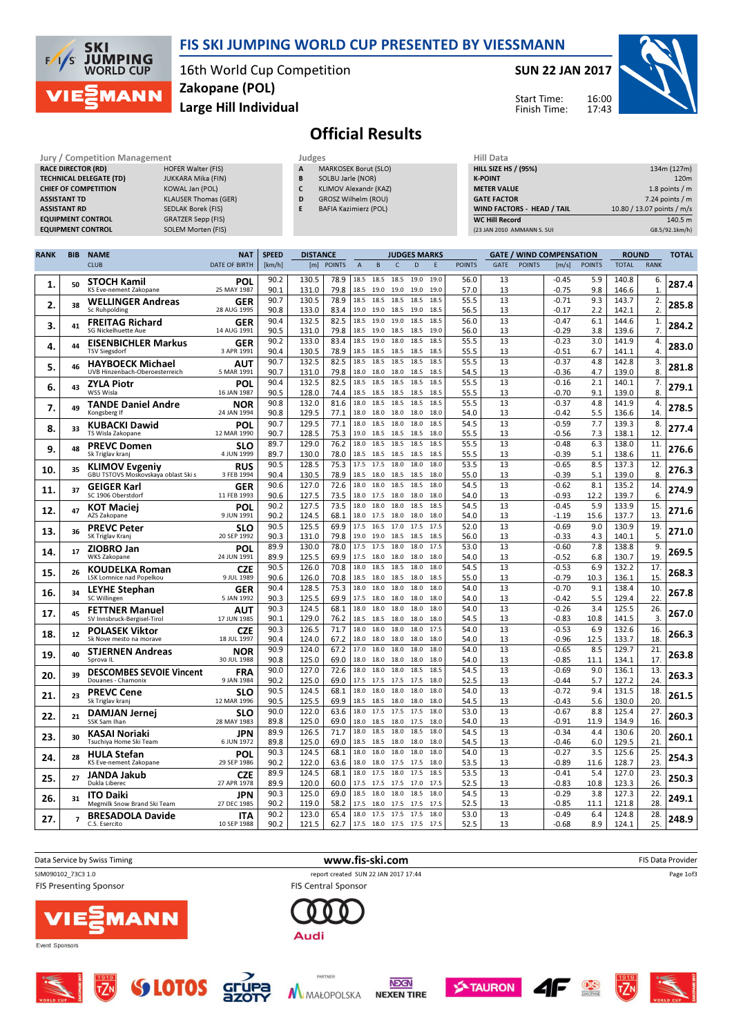# FIS SKI JUMPING WORLD CUP PRESENTED BY VIESSMANN

16th World Cup Competition
Zakopane (POL)
Large Hill Individual

SUN 22 JAN 2017

Start Time: 16:00
Finish Time: 17:43

## Official Results

| Jury / Competition Management | |
|---|---|
| RACE DIRECTOR (RD) | HOFER Walter (FIS) |
| TECHNICAL DELEGATE (TD) | JUKKARA Mika (FIN) |
| CHIEF OF COMPETITION | KOWAL Jan (POL) |
| ASSISTANT TD | KLAUSER Thomas (GER) |
| ASSISTANT RD | SEDLAK Borek (FIS) |
| EQUIPMENT CONTROL | GRATZER Sepp (FIS) |
| EQUIPMENT CONTROL | SOLEM Morten (FIS) |

| Judges | |
|---|---|
| A | MARKOSEK Borut (SLO) |
| B | SOLBU Jarle (NOR) |
| C | KLIMOV Alexandr (KAZ) |
| D | GROSZ Wilhelm (ROU) |
| E | BAFIA Kazimierz (POL) |

| Hill Data | |
|---|---|
| HILL SIZE HS / (95%) | 134m (127m) |
| K-POINT | 120m |
| METER VALUE | 1.8 points / m |
| GATE FACTOR | 7.24 points / m |
| WIND FACTORS - HEAD / TAIL | 10.80 / 13.07 points / m/s |
| WC Hill Record | 140.5 m |
| (23 JAN 2010 AMMANN S. SUI | G8.5/92.1km/h) |

| RANK | BIB | NAME / CLUB | NAT / DATE OF BIRTH | SPEED [km/h] | DISTANCE [m] | DISTANCE POINTS | A | B | C | D | E | JUDGES POINTS | GATE | GATE POINTS | WIND [m/s] | WIND POINTS | ROUND TOTAL | ROUND RANK | TOTAL |
|---|---|---|---|---|---|---|---|---|---|---|---|---|---|---|---|---|---|---|---|
| 1. | 50 | STOCH Kamil | POL | 90.2 | 130.5 | 78.9 | 18.5 | 18.5 | 18.5 | 19.0 | 19.0 | 56.0 | 13 | | -0.45 | 5.9 | 140.8 | 6. | 287.4 |
| | | KS Eve-nement Zakopane | 25 MAY 1987 | 90.1 | 131.0 | 79.8 | 18.5 | 19.0 | 19.0 | 19.0 | 19.0 | 57.0 | 13 | | -0.75 | 9.8 | 146.6 | 1. | |
| 2. | 38 | WELLINGER Andreas | GER | 90.7 | 130.5 | 78.9 | 18.5 | 18.5 | 18.5 | 18.5 | 18.5 | 55.5 | 13 | | -0.71 | 9.3 | 143.7 | 2. | 285.8 |
| | | Sc Ruhpolding | 28 AUG 1995 | 90.8 | 133.0 | 83.4 | 19.0 | 19.0 | 18.5 | 19.0 | 18.5 | 56.5 | 13 | | -0.17 | 2.2 | 142.1 | 2. | |
| 3. | 41 | FREITAG Richard | GER | 90.4 | 132.5 | 82.5 | 18.5 | 19.0 | 19.0 | 18.5 | 18.5 | 56.0 | 13 | | -0.47 | 6.1 | 144.6 | 1. | 284.2 |
| | | SG Nickelhuette Aue | 14 AUG 1991 | 90.5 | 131.0 | 79.8 | 18.5 | 19.0 | 18.5 | 18.5 | 19.0 | 56.0 | 13 | | -0.29 | 3.8 | 139.6 | 7. | |
| 4. | 44 | EISENBICHLER Markus | GER | 90.2 | 133.0 | 83.4 | 18.5 | 19.0 | 18.0 | 18.5 | 18.5 | 55.5 | 13 | | -0.23 | 3.0 | 141.9 | 4. | 283.0 |
| | | TSV Siegsdorf | 3 APR 1991 | 90.4 | 130.5 | 78.9 | 18.5 | 18.5 | 18.5 | 18.5 | 18.5 | 55.5 | 13 | | -0.51 | 6.7 | 141.1 | 4. | |
| 5. | 46 | HAYBOECK Michael | AUT | 90.7 | 132.5 | 82.5 | 18.5 | 18.5 | 18.5 | 18.5 | 18.5 | 55.5 | 13 | | -0.37 | 4.8 | 142.8 | 3. | 281.8 |
| | | UVB Hinzenbach-Oberoesterreich | 5 MAR 1991 | 90.7 | 131.0 | 79.8 | 18.0 | 18.0 | 18.5 | 18.5 | 18.0 | 54.5 | 13 | | -0.36 | 4.7 | 139.0 | 8. | |
| 6. | 43 | ZYLA Piotr | POL | 90.4 | 132.5 | 82.5 | 18.5 | 18.5 | 18.5 | 18.5 | 18.5 | 55.5 | 13 | | -0.16 | 2.1 | 140.1 | 7. | 279.1 |
| | | WSS Wisla | 16 JAN 1987 | 90.5 | 128.0 | 74.4 | 18.5 | 18.5 | 18.5 | 18.5 | 18.5 | 55.5 | 13 | | -0.70 | 9.1 | 139.0 | 8. | |
| 7. | 49 | TANDE Daniel Andre | NOR | 90.8 | 132.0 | 81.6 | 18.0 | 18.5 | 18.5 | 18.5 | 18.5 | 55.5 | 13 | | -0.37 | 4.8 | 141.9 | 4. | 278.5 |
| | | Kongsberg If | 24 JAN 1994 | 90.8 | 129.5 | 77.1 | 18.0 | 18.0 | 18.0 | 18.0 | 18.0 | 54.0 | 13 | | -0.42 | 5.5 | 136.6 | 14. | |
| 8. | 33 | KUBACKI Dawid | POL | 90.7 | 129.5 | 77.1 | 18.0 | 18.5 | 18.0 | 18.0 | 18.5 | 54.5 | 13 | | -0.59 | 7.7 | 139.3 | 8. | 277.4 |
| | | TS Wisla Zakopane | 12 MAR 1990 | 90.7 | 128.5 | 75.3 | 19.0 | 18.5 | 18.5 | 18.5 | 18.0 | 55.5 | 13 | | -0.56 | 7.3 | 138.1 | 12. | |
| 9. | 48 | PREVC Domen | SLO | 89.7 | 129.0 | 76.2 | 18.0 | 18.5 | 18.5 | 18.5 | 18.5 | 55.5 | 13 | | -0.48 | 6.3 | 138.0 | 11. | 276.6 |
| | | Sk Triglav kranj | 4 JUN 1999 | 89.7 | 130.0 | 78.0 | 18.5 | 18.5 | 18.5 | 18.5 | 18.5 | 55.5 | 13 | | -0.39 | 5.1 | 138.6 | 11. | |
| 10. | 35 | KLIMOV Evgeniy | RUS | 90.5 | 128.5 | 75.3 | 17.5 | 17.5 | 18.0 | 18.0 | 18.0 | 53.5 | 13 | | -0.65 | 8.5 | 137.3 | 12. | 276.3 |
| | | GBU TSTOVS Moskovskaya oblast Ski s | 3 FEB 1994 | 90.4 | 130.5 | 78.9 | 18.5 | 18.0 | 18.5 | 18.5 | 18.0 | 55.0 | 13 | | -0.39 | 5.1 | 139.0 | 8. | |
| 11. | 37 | GEIGER Karl | GER | 90.6 | 127.0 | 72.6 | 18.0 | 18.0 | 18.5 | 18.5 | 18.0 | 54.5 | 13 | | -0.62 | 8.1 | 135.2 | 14. | 274.9 |
| | | SC 1906 Oberstdorf | 11 FEB 1993 | 90.6 | 127.5 | 73.5 | 18.0 | 17.5 | 18.0 | 18.0 | 18.0 | 54.0 | 13 | | -0.93 | 12.2 | 139.7 | 6. | |
| 12. | 47 | KOT Maciej | POL | 90.2 | 127.5 | 73.5 | 18.0 | 18.0 | 18.0 | 18.5 | 18.0 | 54.5 | 13 | | -0.45 | 5.9 | 133.9 | 15. | 271.6 |
| | | AZS Zakopane | 9 JUN 1991 | 90.2 | 124.5 | 68.1 | 18.0 | 17.5 | 18.0 | 18.0 | 18.0 | 54.0 | 13 | | -1.19 | 15.6 | 137.7 | 13. | |
| 13. | 36 | PREVC Peter | SLO | 90.5 | 125.5 | 69.9 | 17.5 | 16.5 | 17.0 | 17.5 | 17.5 | 52.0 | 13 | | -0.69 | 9.0 | 130.9 | 19. | 271.0 |
| | | SK Triglav Kranj | 20 SEP 1992 | 90.3 | 131.0 | 79.8 | 19.0 | 19.0 | 18.5 | 18.5 | 18.5 | 56.0 | 13 | | -0.33 | 4.3 | 140.1 | 5. | |
| 14. | 17 | ZIOBRO Jan | POL | 89.9 | 130.0 | 78.0 | 17.5 | 17.5 | 18.0 | 18.0 | 17.5 | 53.0 | 13 | | -0.60 | 7.8 | 138.8 | 9. | 269.5 |
| | | WKS Zakopane | 24 JUN 1991 | 89.9 | 125.5 | 69.9 | 17.5 | 18.0 | 18.0 | 18.0 | 18.0 | 54.0 | 13 | | -0.52 | 6.8 | 130.7 | 19. | |
| 15. | 26 | KOUDELKA Roman | CZE | 90.5 | 126.0 | 70.8 | 18.5 | 18.5 | 18.5 | 18.0 | 18.0 | 54.5 | 13 | | -0.53 | 6.9 | 132.2 | 17. | 268.3 |
| | | LSK Lomnice nad Popelkou | 9 JUL 1989 | 90.6 | 126.0 | 70.8 | 18.5 | 18.0 | 18.5 | 18.0 | 18.5 | 55.0 | 13 | | -0.79 | 10.3 | 136.1 | 15. | |
| 16. | 34 | LEYHE Stephan | GER | 90.4 | 128.5 | 75.3 | 18.0 | 18.0 | 18.0 | 18.0 | 18.0 | 54.0 | 13 | | -0.70 | 9.1 | 138.4 | 10. | 267.8 |
| | | SC Willingen | 5 JAN 1992 | 90.3 | 125.5 | 69.9 | 17.5 | 18.0 | 18.0 | 18.0 | 18.0 | 54.0 | 13 | | -0.42 | 5.5 | 129.4 | 22. | |
| 17. | 45 | FETTNER Manuel | AUT | 90.3 | 124.5 | 68.1 | 18.0 | 18.0 | 18.0 | 18.0 | 18.0 | 54.0 | 13 | | -0.26 | 3.4 | 125.5 | 26. | 267.0 |
| | | SV Innsbruck-Bergisel-Tirol | 17 JUN 1985 | 90.1 | 129.0 | 76.2 | 18.5 | 18.5 | 18.0 | 18.0 | 18.0 | 54.5 | 13 | | -0.83 | 10.8 | 141.5 | 3. | |
| 18. | 12 | POLASEK Viktor | CZE | 90.3 | 126.5 | 71.7 | 18.0 | 18.0 | 18.0 | 18.0 | 17.5 | 54.0 | 13 | | -0.53 | 6.9 | 132.6 | 16. | 266.3 |
| | | Sk Nove mesto na morave | 18 JUL 1997 | 90.4 | 124.0 | 67.2 | 18.0 | 18.0 | 18.0 | 18.0 | 18.0 | 54.0 | 13 | | -0.96 | 12.5 | 133.7 | 18. | |
| 19. | 40 | STJERNEN Andreas | NOR | 90.9 | 124.0 | 67.2 | 17.0 | 18.0 | 18.0 | 18.0 | 18.0 | 54.0 | 13 | | -0.65 | 8.5 | 129.7 | 21. | 263.8 |
| | | Sprova IL | 30 JUL 1988 | 90.8 | 125.0 | 69.0 | 18.0 | 18.0 | 18.0 | 18.0 | 18.0 | 54.0 | 13 | | -0.85 | 11.1 | 134.1 | 17. | |
| 20. | 39 | DESCOMBES SEVOIE Vincent | FRA | 90.0 | 127.0 | 72.6 | 18.0 | 18.0 | 18.0 | 18.5 | 18.5 | 54.5 | 13 | | -0.69 | 9.0 | 136.1 | 13. | 263.3 |
| | | Douanes - Chamonix | 9 JAN 1984 | 90.2 | 125.0 | 69.0 | 17.5 | 17.5 | 17.5 | 17.5 | 18.0 | 52.5 | 13 | | -0.44 | 5.7 | 127.2 | 24. | |
| 21. | 23 | PREVC Cene | SLO | 90.5 | 124.5 | 68.1 | 18.0 | 18.0 | 18.0 | 18.0 | 18.0 | 54.0 | 13 | | -0.72 | 9.4 | 131.5 | 18. | 261.5 |
| | | Sk Triglav kranj | 12 MAR 1996 | 90.5 | 125.5 | 69.9 | 18.5 | 18.5 | 18.0 | 18.0 | 18.0 | 54.5 | 13 | | -0.43 | 5.6 | 130.0 | 20. | |
| 22. | 21 | DAMJAN Jernej | SLO | 90.0 | 122.0 | 63.6 | 18.0 | 17.5 | 17.5 | 17.5 | 18.0 | 53.0 | 13 | | -0.67 | 8.8 | 125.4 | 27. | 260.3 |
| | | SSK Sam Ihan | 28 MAY 1983 | 89.8 | 125.0 | 69.0 | 18.0 | 18.5 | 18.0 | 17.5 | 18.0 | 54.0 | 13 | | -0.91 | 11.9 | 134.9 | 16. | |
| 23. | 30 | KASAI Noriaki | JPN | 89.9 | 126.5 | 71.7 | 18.0 | 18.5 | 18.0 | 18.5 | 18.0 | 54.5 | 13 | | -0.34 | 4.4 | 130.6 | 20. | 260.1 |
| | | Tsuchiya Home Ski Team | 6 JUN 1972 | 89.8 | 125.0 | 69.0 | 18.5 | 18.0 | 18.0 | 18.5 | 18.0 | 54.5 | 13 | | -0.46 | 6.0 | 129.5 | 21. | |
| 24. | 28 | HULA Stefan | POL | 90.3 | 124.5 | 68.1 | 18.0 | 18.0 | 18.0 | 18.0 | 18.0 | 54.0 | 13 | | -0.27 | 3.5 | 125.6 | 25. | 254.3 |
| | | KS Eve-nement Zakopane | 29 SEP 1986 | 90.2 | 122.0 | 63.6 | 18.0 | 18.0 | 17.5 | 17.5 | 18.0 | 53.5 | 13 | | -0.89 | 11.6 | 128.7 | 23. | |
| 25. | 27 | JANDA Jakub | CZE | 89.9 | 124.5 | 68.1 | 18.0 | 17.5 | 18.0 | 17.5 | 18.5 | 53.5 | 13 | | -0.41 | 5.4 | 127.0 | 23. | 250.3 |
| | | Dukla Liberec | 27 APR 1978 | 89.9 | 120.0 | 60.0 | 17.5 | 17.5 | 17.5 | 17.0 | 17.5 | 52.5 | 13 | | -0.83 | 10.8 | 123.3 | 26. | |
| 26. | 31 | ITO Daiki | JPN | 90.3 | 125.0 | 69.0 | 18.5 | 18.0 | 18.0 | 18.0 | 18.0 | 54.5 | 13 | | -0.29 | 3.8 | 127.3 | 22. | 249.1 |
| | | Megmilk Snow Brand Ski Team | 27 DEC 1985 | 90.2 | 119.0 | 58.2 | 17.5 | 18.0 | 17.5 | 17.5 | 17.5 | 52.5 | 13 | | -0.85 | 11.1 | 121.8 | 28. | |
| 27. | 7 | BRESADOLA Davide | ITA | 90.2 | 123.0 | 65.4 | 18.0 | 17.5 | 17.5 | 17.5 | 18.0 | 53.0 | 13 | | -0.49 | 6.4 | 124.8 | 28. | 248.9 |
| | | C.S. Esercito | 10 SEP 1988 | 90.2 | 121.5 | 62.7 | 17.5 | 18.0 | 17.5 | 17.5 | 17.5 | 52.5 | 13 | | -0.68 | 8.9 | 124.1 | 25. | |

Data Service by Swiss Timing — www.fis-ski.com — FIS Data Provider

SJM090102_73C3 1.0 — report created SUN 22 JAN 2017 17:44

FIS Presenting Sponsor — FIS Central Sponsor

Event Sponsors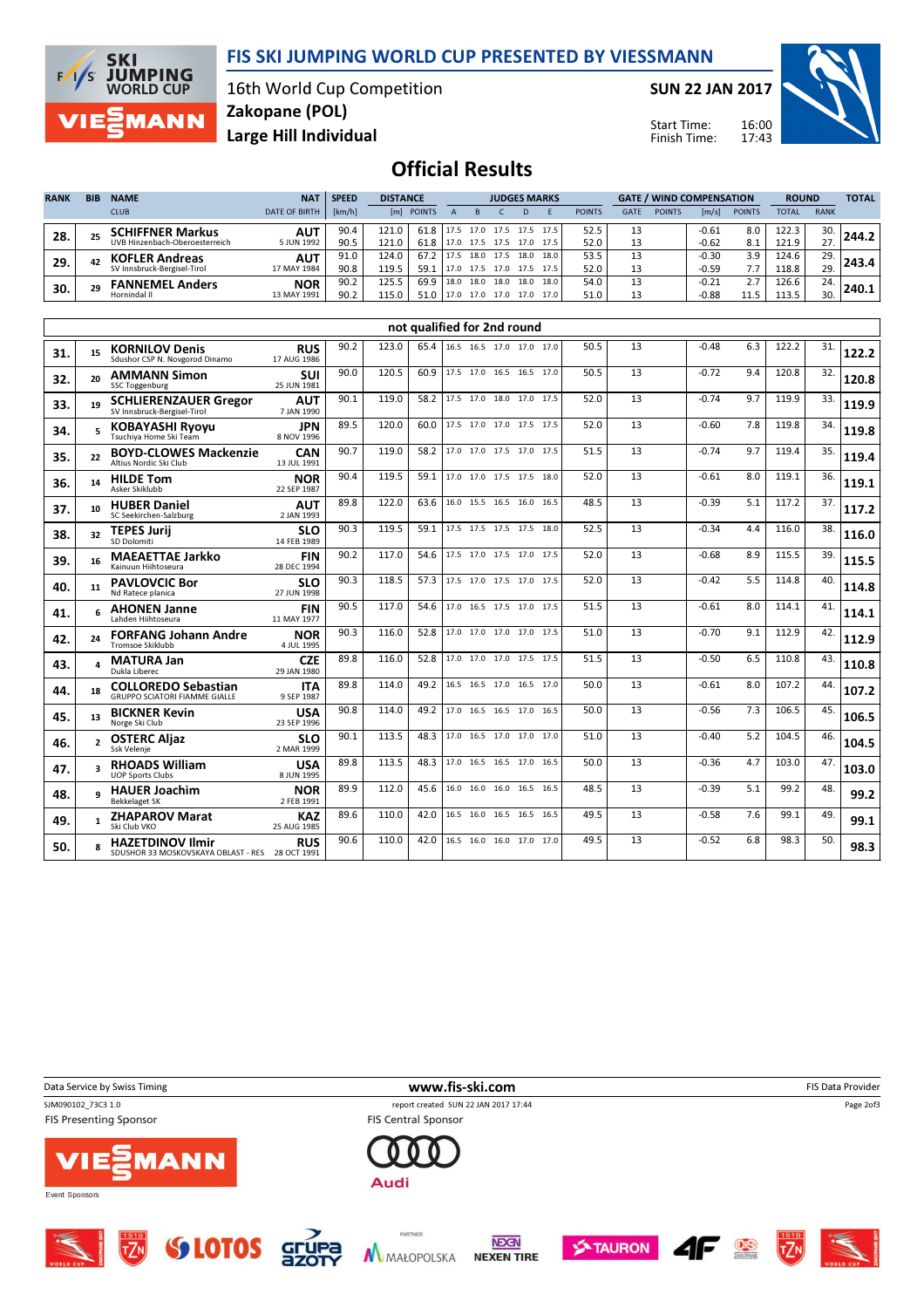# FIS SKI JUMPING WORLD CUP PRESENTED BY VIESSMANN

16th World Cup Competition
**Zakopane (POL)**
**Large Hill Individual**

**SUN 22 JAN 2017**

Start Time: 16:00
Finish Time: 17:43

## Official Results

| RANK | BIB | NAME / CLUB | NAT / DATE OF BIRTH | SPEED [km/h] | DISTANCE [m] | DISTANCE POINTS | A | B | C | D | E | JUDGES POINTS | GATE | GATE POINTS | WIND [m/s] | WIND POINTS | ROUND TOTAL | ROUND RANK | TOTAL |
|---|---|---|---|---|---|---|---|---|---|---|---|---|---|---|---|---|---|---|---|
| 28. | 25 | **SCHIFFNER Markus** UVB Hinzenbach-Oberoesterreich | AUT 5 JUN 1992 | 90.4 | 121.0 | 61.8 | 17.5 | 17.0 | 17.5 | 17.5 | 17.5 | 52.5 | 13 | | -0.61 | 8.0 | 122.3 | 30. | 244.2 |
| | | | | 90.5 | 121.0 | 61.8 | 17.0 | 17.5 | 17.5 | 17.0 | 17.5 | 52.0 | 13 | | -0.62 | 8.1 | 121.9 | 27. | |
| 29. | 42 | **KOFLER Andreas** SV Innsbruck-Bergisel-Tirol | AUT 17 MAY 1984 | 91.0 | 124.0 | 67.2 | 17.5 | 18.0 | 17.5 | 18.0 | 18.0 | 53.5 | 13 | | -0.30 | 3.9 | 124.6 | 29. | 243.4 |
| | | | | 90.8 | 119.5 | 59.1 | 17.0 | 17.5 | 17.0 | 17.5 | 17.5 | 52.0 | 13 | | -0.59 | 7.7 | 118.8 | 29. | |
| 30. | 29 | **FANNEMEL Anders** Hornindal Il | NOR 13 MAY 1991 | 90.2 | 125.5 | 69.9 | 18.0 | 18.0 | 18.0 | 18.0 | 18.0 | 54.0 | 13 | | -0.21 | 2.7 | 126.6 | 24. | 240.1 |
| | | | | 90.2 | 115.0 | 51.0 | 17.0 | 17.0 | 17.0 | 17.0 | 17.0 | 51.0 | 13 | | -0.88 | 11.5 | 113.5 | 30. | |

### not qualified for 2nd round

| RANK | BIB | NAME / CLUB | NAT / DATE OF BIRTH | SPEED [km/h] | DISTANCE [m] | DISTANCE POINTS | A | B | C | D | E | JUDGES POINTS | GATE | GATE POINTS | WIND [m/s] | WIND POINTS | ROUND TOTAL | ROUND RANK | TOTAL |
|---|---|---|---|---|---|---|---|---|---|---|---|---|---|---|---|---|---|---|---|
| 31. | 15 | **KORNILOV Denis** Sdushor CSP N. Novgorod Dinamo | RUS 17 AUG 1986 | 90.2 | 123.0 | 65.4 | 16.5 | 16.5 | 17.0 | 17.0 | 17.0 | 50.5 | 13 | | -0.48 | 6.3 | 122.2 | 31. | 122.2 |
| 32. | 20 | **AMMANN Simon** SSC Toggenburg | SUI 25 JUN 1981 | 90.0 | 120.5 | 60.9 | 17.5 | 17.0 | 16.5 | 16.5 | 17.0 | 50.5 | 13 | | -0.72 | 9.4 | 120.8 | 32. | 120.8 |
| 33. | 19 | **SCHLIERENZAUER Gregor** SV Innsbruck-Bergisel-Tirol | AUT 7 JAN 1990 | 90.1 | 119.0 | 58.2 | 17.5 | 17.0 | 18.0 | 17.0 | 17.5 | 52.0 | 13 | | -0.74 | 9.7 | 119.9 | 33. | 119.9 |
| 34. | 5 | **KOBAYASHI Ryoyu** Tsuchiya Home Ski Team | JPN 8 NOV 1996 | 89.5 | 120.0 | 60.0 | 17.5 | 17.0 | 17.0 | 17.5 | 17.5 | 52.0 | 13 | | -0.60 | 7.8 | 119.8 | 34. | 119.8 |
| 35. | 22 | **BOYD-CLOWES Mackenzie** Altius Nordic Ski Club | CAN 13 JUL 1991 | 90.7 | 119.0 | 58.2 | 17.0 | 17.0 | 17.5 | 17.0 | 17.5 | 51.5 | 13 | | -0.74 | 9.7 | 119.4 | 35. | 119.4 |
| 36. | 14 | **HILDE Tom** Asker Skiklubb | NOR 22 SEP 1987 | 90.4 | 119.5 | 59.1 | 17.0 | 17.0 | 17.5 | 17.5 | 18.0 | 52.0 | 13 | | -0.61 | 8.0 | 119.1 | 36. | 119.1 |
| 37. | 10 | **HUBER Daniel** SC Seekirchen-Salzburg | AUT 2 JAN 1993 | 89.8 | 122.0 | 63.6 | 16.0 | 15.5 | 16.5 | 16.0 | 16.5 | 48.5 | 13 | | -0.39 | 5.1 | 117.2 | 37. | 117.2 |
| 38. | 32 | **TEPES Jurij** SD Dolomiti | SLO 14 FEB 1989 | 90.3 | 119.5 | 59.1 | 17.5 | 17.5 | 17.5 | 17.5 | 18.0 | 52.5 | 13 | | -0.34 | 4.4 | 116.0 | 38. | 116.0 |
| 39. | 16 | **MAEAETTAE Jarkko** Kainuun Hiihtoseura | FIN 28 DEC 1994 | 90.2 | 117.0 | 54.6 | 17.5 | 17.0 | 17.5 | 17.0 | 17.5 | 52.0 | 13 | | -0.68 | 8.9 | 115.5 | 39. | 115.5 |
| 40. | 11 | **PAVLOVCIC Bor** Nd Ratece planica | SLO 27 JUN 1998 | 90.3 | 118.5 | 57.3 | 17.5 | 17.0 | 17.5 | 17.0 | 17.5 | 52.0 | 13 | | -0.42 | 5.5 | 114.8 | 40. | 114.8 |
| 41. | 6 | **AHONEN Janne** Lahden Hiihtoseura | FIN 11 MAY 1977 | 90.5 | 117.0 | 54.6 | 17.0 | 16.5 | 17.5 | 17.0 | 17.5 | 51.5 | 13 | | -0.61 | 8.0 | 114.1 | 41. | 114.1 |
| 42. | 24 | **FORFANG Johann Andre** Tromsoe Skiklubb | NOR 4 JUL 1995 | 90.3 | 116.0 | 52.8 | 17.0 | 17.0 | 17.0 | 17.0 | 17.5 | 51.0 | 13 | | -0.70 | 9.1 | 112.9 | 42. | 112.9 |
| 43. | 4 | **MATURA Jan** Dukla Liberec | CZE 29 JAN 1980 | 89.8 | 116.0 | 52.8 | 17.0 | 17.0 | 17.0 | 17.5 | 17.5 | 51.5 | 13 | | -0.50 | 6.5 | 110.8 | 43. | 110.8 |
| 44. | 18 | **COLLOREDO Sebastian** GRUPPO SCIATORI FIAMME GIALLE | ITA 9 SEP 1987 | 89.8 | 114.0 | 49.2 | 16.5 | 16.5 | 17.0 | 16.5 | 17.0 | 50.0 | 13 | | -0.61 | 8.0 | 107.2 | 44. | 107.2 |
| 45. | 13 | **BICKNER Kevin** Norge Ski Club | USA 23 SEP 1996 | 90.8 | 114.0 | 49.2 | 17.0 | 16.5 | 16.5 | 17.0 | 16.5 | 50.0 | 13 | | -0.56 | 7.3 | 106.5 | 45. | 106.5 |
| 46. | 2 | **OSTERC Aljaz** Ssk Velenje | SLO 2 MAR 1999 | 90.1 | 113.5 | 48.3 | 17.0 | 16.5 | 17.0 | 17.0 | 17.0 | 51.0 | 13 | | -0.40 | 5.2 | 104.5 | 46. | 104.5 |
| 47. | 3 | **RHOADS William** UOP Sports Clubs | USA 8 JUN 1995 | 89.8 | 113.5 | 48.3 | 17.0 | 16.5 | 16.5 | 17.0 | 16.5 | 50.0 | 13 | | -0.36 | 4.7 | 103.0 | 47. | 103.0 |
| 48. | 9 | **HAUER Joachim** Bekkelaget SK | NOR 2 FEB 1991 | 89.9 | 112.0 | 45.6 | 16.0 | 16.0 | 16.0 | 16.5 | 16.5 | 48.5 | 13 | | -0.39 | 5.1 | 99.2 | 48. | 99.2 |
| 49. | 1 | **ZHAPAROV Marat** Ski Club VKO | KAZ 25 AUG 1985 | 89.6 | 110.0 | 42.0 | 16.5 | 16.0 | 16.5 | 16.5 | 16.5 | 49.5 | 13 | | -0.58 | 7.6 | 99.1 | 49. | 99.1 |
| 50. | 8 | **HAZETDINOV Ilmir** SDUSHOR 33 MOSKOVSKAYA OBLAST - RES | RUS 28 OCT 1991 | 90.6 | 110.0 | 42.0 | 16.5 | 16.0 | 16.0 | 17.0 | 17.0 | 49.5 | 13 | | -0.52 | 6.8 | 98.3 | 50. | 98.3 |

Data Service by Swiss Timing | www.fis-ski.com | FIS Data Provider

SJM090102_73C3 1.0 | report created SUN 22 JAN 2017 17:44

FIS Presenting Sponsor | FIS Central Sponsor

Event Sponsors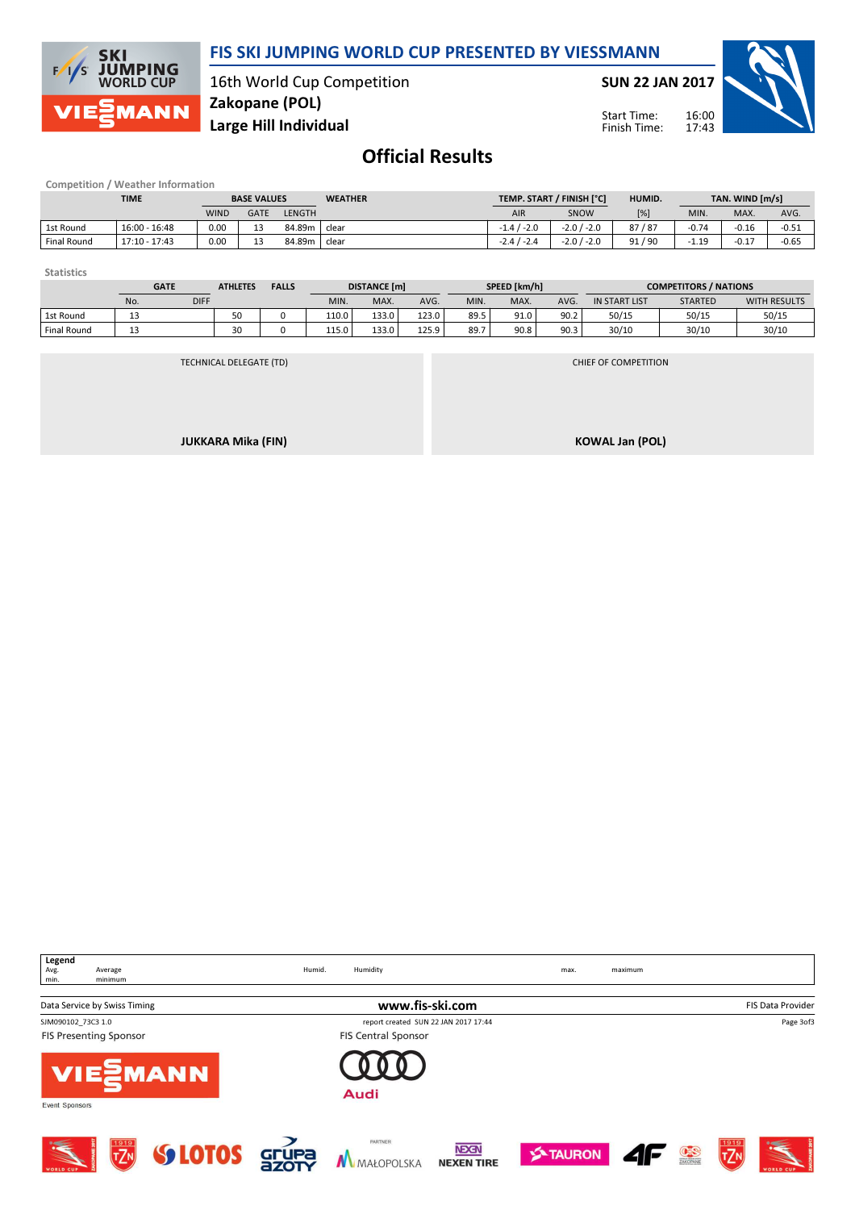# FIS SKI JUMPING WORLD CUP PRESENTED BY VIESSMANN

16th World Cup Competition
**Zakopane (POL)**
**Large Hill Individual**

**SUN 22 JAN 2017**

Start Time: 16:00
Finish Time: 17:43

## Official Results

Competition / Weather Information

| | TIME | BASE VALUES | | | WEATHER | TEMP. START / FINISH [°C] | | HUMID. | TAN. WIND [m/s] | | |
|---|---|---|---|---|---|---|---|---|---|---|---|
| | | WIND | GATE | LENGTH | | AIR | SNOW | [%] | MIN. | MAX. | AVG. |
| 1st Round | 16:00 - 16:48 | 0.00 | 13 | 84.89m | clear | -1.4 / -2.0 | -2.0 / -2.0 | 87 / 87 | -0.74 | -0.16 | -0.51 |
| Final Round | 17:10 - 17:43 | 0.00 | 13 | 84.89m | clear | -2.4 / -2.4 | -2.0 / -2.0 | 91 / 90 | -1.19 | -0.17 | -0.65 |

Statistics

| | GATE | | ATHLETES | FALLS | DISTANCE [m] | | | SPEED [km/h] | | | COMPETITORS / NATIONS | | |
|---|---|---|---|---|---|---|---|---|---|---|---|---|---|
| | No. | DIFF | | | MIN. | MAX. | AVG. | MIN. | MAX. | AVG. | IN START LIST | STARTED | WITH RESULTS |
| 1st Round | 13 | | 50 | 0 | 110.0 | 133.0 | 123.0 | 89.5 | 91.0 | 90.2 | 50/15 | 50/15 | 50/15 |
| Final Round | 13 | | 30 | 0 | 115.0 | 133.0 | 125.9 | 89.7 | 90.8 | 90.3 | 30/10 | 30/10 | 30/10 |

| TECHNICAL DELEGATE (TD) | CHIEF OF COMPETITION |
|---|---|
| **JUKKARA Mika (FIN)** | **KOWAL Jan (POL)** |

Legend
Avg. Average
min. minimum
Humid. Humidity
max. maximum

Data Service by Swiss Timing — www.fis-ski.com — FIS Data Provider
SJM090102_73C3 1.0 — report created SUN 22 JAN 2017 17:44

FIS Presenting Sponsor: VIESSMANN
FIS Central Sponsor: Audi
Event Sponsors